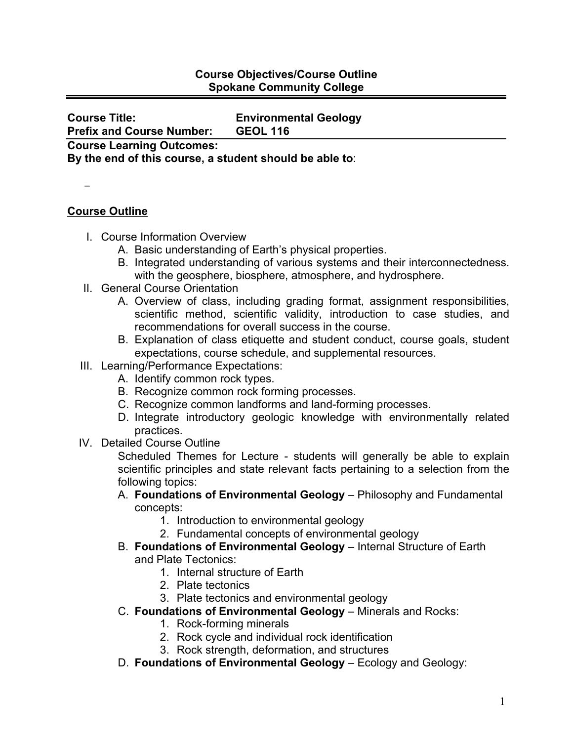**Course Objectives/Course Outline**
**Spokane Community College**

---

**Course Title:** **Environmental Geology**
**Prefix and Course Number:** **GEOL 116**

---

**Course Learning Outcomes:**
**By the end of this course, a student should be able to**:

–

## Course Outline

I. Course Information Overview
   A. Basic understanding of Earth's physical properties.
   B. Integrated understanding of various systems and their interconnectedness. with the geosphere, biosphere, atmosphere, and hydrosphere.

II. General Course Orientation
   A. Overview of class, including grading format, assignment responsibilities, scientific method, scientific validity, introduction to case studies, and recommendations for overall success in the course.
   B. Explanation of class etiquette and student conduct, course goals, student expectations, course schedule, and supplemental resources.

III. Learning/Performance Expectations:
   A. Identify common rock types.
   B. Recognize common rock forming processes.
   C. Recognize common landforms and land-forming processes.
   D. Integrate introductory geologic knowledge with environmentally related practices.

IV. Detailed Course Outline

   Scheduled Themes for Lecture - students will generally be able to explain scientific principles and state relevant facts pertaining to a selection from the following topics:

   A. **Foundations of Environmental Geology** – Philosophy and Fundamental concepts:
      1. Introduction to environmental geology
      2. Fundamental concepts of environmental geology
   B. **Foundations of Environmental Geology** – Internal Structure of Earth and Plate Tectonics:
      1. Internal structure of Earth
      2. Plate tectonics
      3. Plate tectonics and environmental geology
   C. **Foundations of Environmental Geology** – Minerals and Rocks:
      1. Rock-forming minerals
      2. Rock cycle and individual rock identification
      3. Rock strength, deformation, and structures
   D. **Foundations of Environmental Geology** – Ecology and Geology: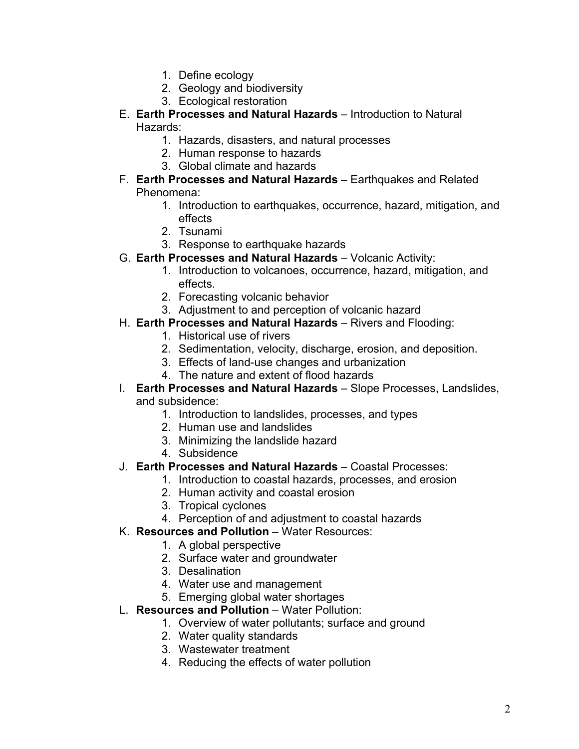1. Define ecology
   2. Geology and biodiversity
   3. Ecological restoration

E. **Earth Processes and Natural Hazards** – Introduction to Natural Hazards:
   1. Hazards, disasters, and natural processes
   2. Human response to hazards
   3. Global climate and hazards

F. **Earth Processes and Natural Hazards** – Earthquakes and Related Phenomena:
   1. Introduction to earthquakes, occurrence, hazard, mitigation, and effects
   2. Tsunami
   3. Response to earthquake hazards

G. **Earth Processes and Natural Hazards** – Volcanic Activity:
   1. Introduction to volcanoes, occurrence, hazard, mitigation, and effects.
   2. Forecasting volcanic behavior
   3. Adjustment to and perception of volcanic hazard

H. **Earth Processes and Natural Hazards** – Rivers and Flooding:
   1. Historical use of rivers
   2. Sedimentation, velocity, discharge, erosion, and deposition.
   3. Effects of land-use changes and urbanization
   4. The nature and extent of flood hazards

I. **Earth Processes and Natural Hazards** – Slope Processes, Landslides, and subsidence:
   1. Introduction to landslides, processes, and types
   2. Human use and landslides
   3. Minimizing the landslide hazard
   4. Subsidence

J. **Earth Processes and Natural Hazards** – Coastal Processes:
   1. Introduction to coastal hazards, processes, and erosion
   2. Human activity and coastal erosion
   3. Tropical cyclones
   4. Perception of and adjustment to coastal hazards

K. **Resources and Pollution** – Water Resources:
   1. A global perspective
   2. Surface water and groundwater
   3. Desalination
   4. Water use and management
   5. Emerging global water shortages

L. **Resources and Pollution** – Water Pollution:
   1. Overview of water pollutants; surface and ground
   2. Water quality standards
   3. Wastewater treatment
   4. Reducing the effects of water pollution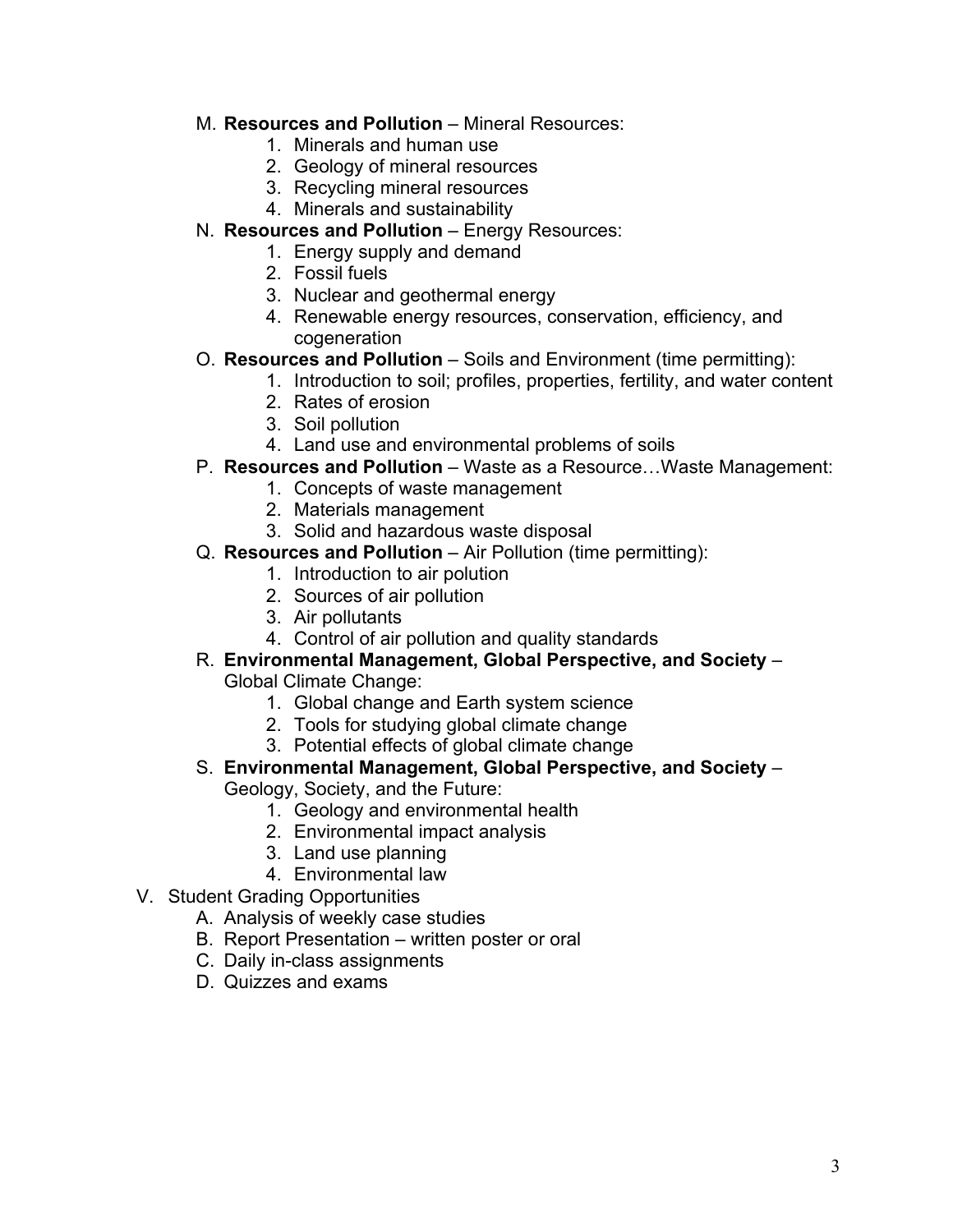M. **Resources and Pollution** – Mineral Resources:
   1. Minerals and human use
   2. Geology of mineral resources
   3. Recycling mineral resources
   4. Minerals and sustainability

N. **Resources and Pollution** – Energy Resources:
   1. Energy supply and demand
   2. Fossil fuels
   3. Nuclear and geothermal energy
   4. Renewable energy resources, conservation, efficiency, and cogeneration

O. **Resources and Pollution** – Soils and Environment (time permitting):
   1. Introduction to soil; profiles, properties, fertility, and water content
   2. Rates of erosion
   3. Soil pollution
   4. Land use and environmental problems of soils

P. **Resources and Pollution** – Waste as a Resource…Waste Management:
   1. Concepts of waste management
   2. Materials management
   3. Solid and hazardous waste disposal

Q. **Resources and Pollution** – Air Pollution (time permitting):
   1. Introduction to air polution
   2. Sources of air pollution
   3. Air pollutants
   4. Control of air pollution and quality standards

R. **Environmental Management, Global Perspective, and Society** – Global Climate Change:
   1. Global change and Earth system science
   2. Tools for studying global climate change
   3. Potential effects of global climate change

S. **Environmental Management, Global Perspective, and Society** – Geology, Society, and the Future:
   1. Geology and environmental health
   2. Environmental impact analysis
   3. Land use planning
   4. Environmental law

V. Student Grading Opportunities
   A. Analysis of weekly case studies
   B. Report Presentation – written poster or oral
   C. Daily in-class assignments
   D. Quizzes and exams